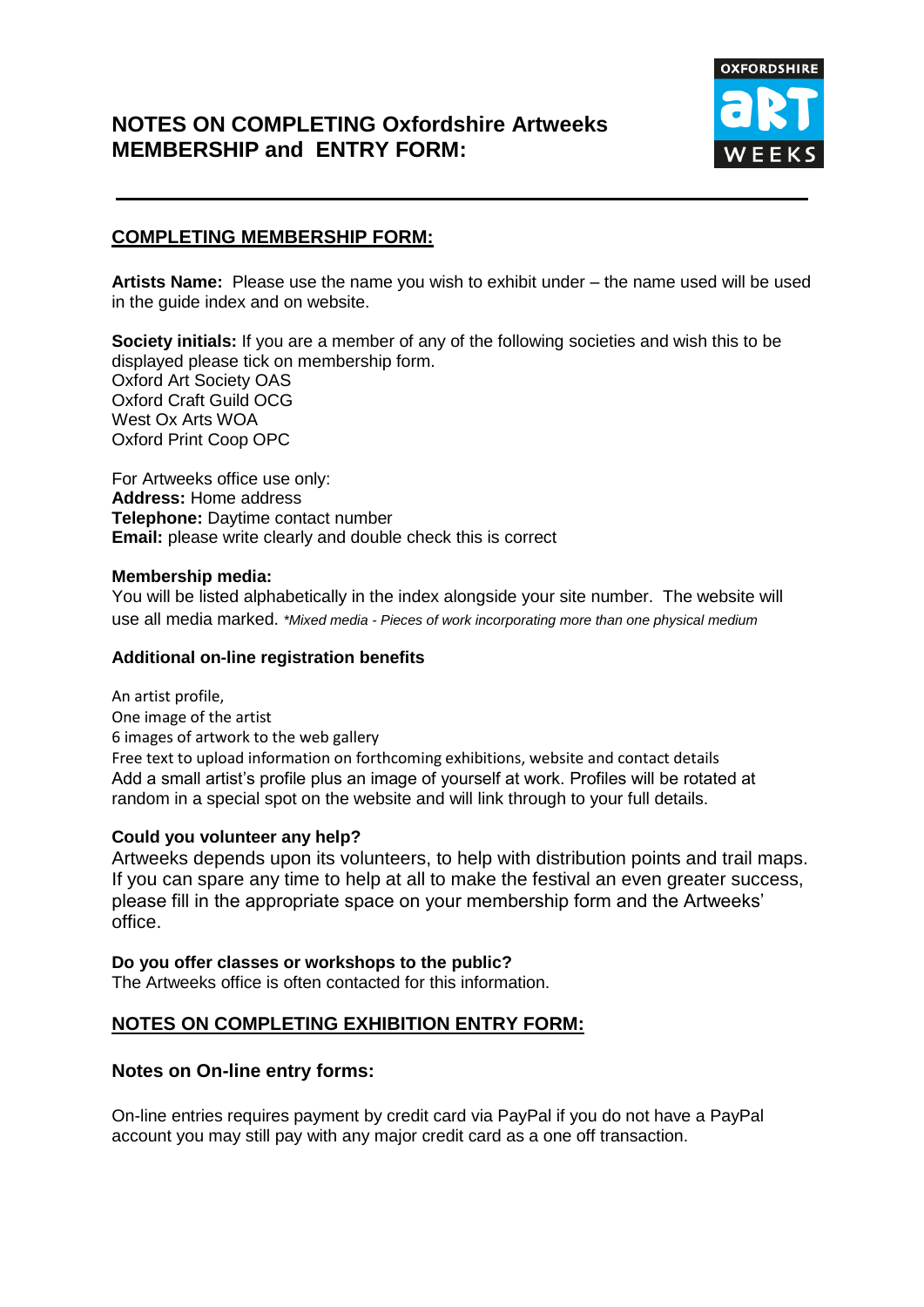# NOTES ON COMPLETING Oxfordshire Artweeks MEMBERSHIP and ENTRY FORM:

---

## COMPLETING MEMBERSHIP FORM:

**Artists Name:** Please use the name you wish to exhibit under – the name used will be used in the guide index and on website.

**Society initials:** If you are a member of any of the following societies and wish this to be displayed please tick on membership form.
Oxford Art Society OAS
Oxford Craft Guild OCG
West Ox Arts WOA
Oxford Print Coop OPC

For Artweeks office use only:
**Address:** Home address
**Telephone:** Daytime contact number
**Email:** please write clearly and double check this is correct

**Membership media:**
You will be listed alphabetically in the index alongside your site number. The website will use all media marked. **Mixed media - Pieces of work incorporating more than one physical medium*

**Additional on-line registration benefits**

An artist profile,
One image of the artist
6 images of artwork to the web gallery
Free text to upload information on forthcoming exhibitions, website and contact details
Add a small artist's profile plus an image of yourself at work. Profiles will be rotated at random in a special spot on the website and will link through to your full details.

**Could you volunteer any help?**
Artweeks depends upon its volunteers, to help with distribution points and trail maps. If you can spare any time to help at all to make the festival an even greater success, please fill in the appropriate space on your membership form and the Artweeks' office.

**Do you offer classes or workshops to the public?**
The Artweeks office is often contacted for this information.

## NOTES ON COMPLETING EXHIBITION ENTRY FORM:

### Notes on On-line entry forms:

On-line entries requires payment by credit card via PayPal if you do not have a PayPal account you may still pay with any major credit card as a one off transaction.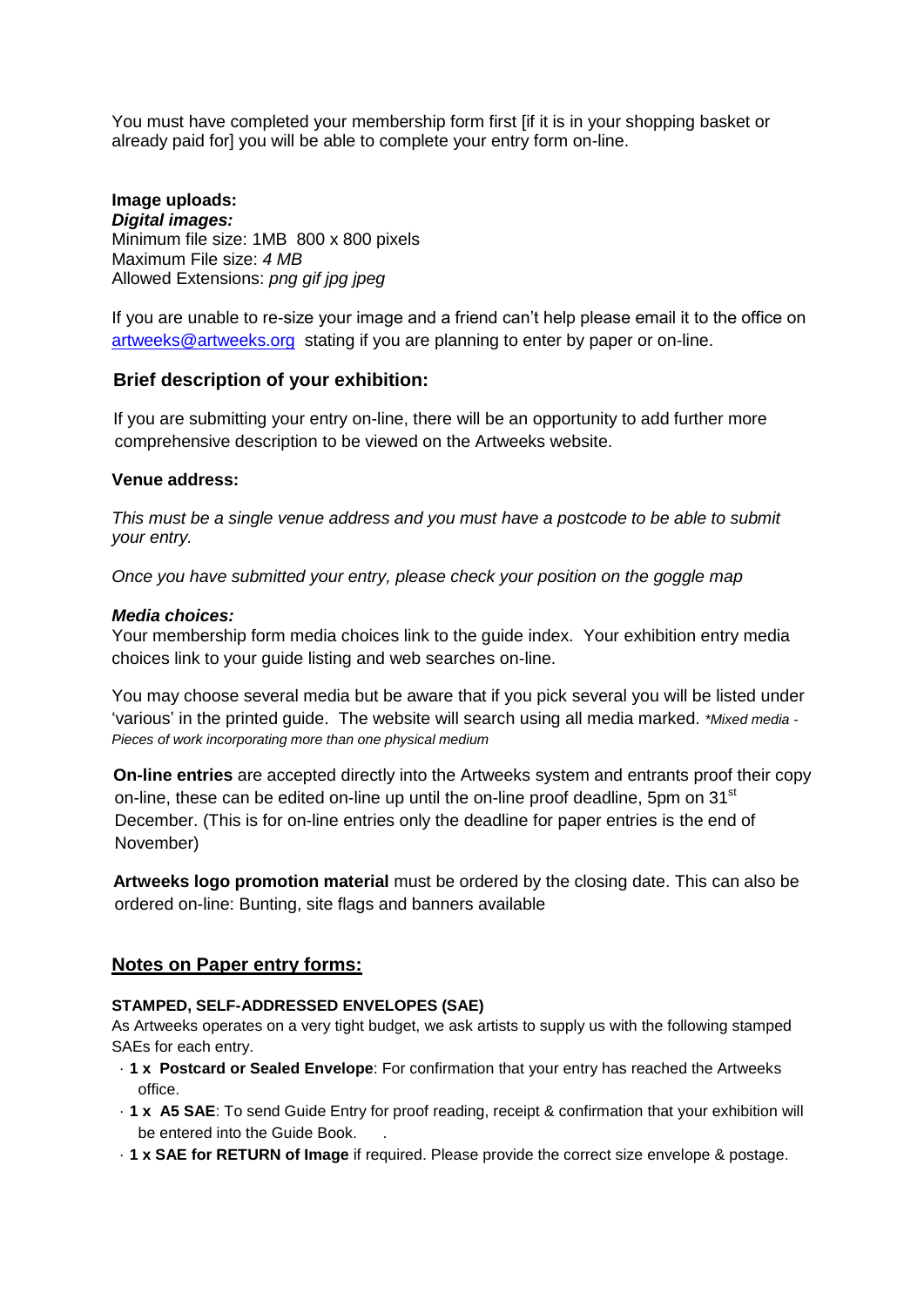You must have completed your membership form first [if it is in your shopping basket or already paid for] you will be able to complete your entry form on-line.

**Image uploads:**
***Digital images:***
Minimum file size: 1MB 800 x 800 pixels
Maximum File size: *4 MB*
Allowed Extensions: *png gif jpg jpeg*

If you are unable to re-size your image and a friend can't help please email it to the office on artweeks@artweeks.org stating if you are planning to enter by paper or on-line.

### Brief description of your exhibition:

If you are submitting your entry on-line, there will be an opportunity to add further more comprehensive description to be viewed on the Artweeks website.

**Venue address:**

*This must be a single venue address and you must have a postcode to be able to submit your entry.*

*Once you have submitted your entry, please check your position on the goggle map*

***Media choices:***
Your membership form media choices link to the guide index. Your exhibition entry media choices link to your guide listing and web searches on-line.

You may choose several media but be aware that if you pick several you will be listed under 'various' in the printed guide. The website will search using all media marked. *\*Mixed media - Pieces of work incorporating more than one physical medium*

**On-line entries** are accepted directly into the Artweeks system and entrants proof their copy on-line, these can be edited on-line up until the on-line proof deadline, 5pm on 31st December. (This is for on-line entries only the deadline for paper entries is the end of November)

**Artweeks logo promotion material** must be ordered by the closing date. This can also be ordered on-line: Bunting, site flags and banners available

## Notes on Paper entry forms:

**STAMPED, SELF-ADDRESSED ENVELOPES (SAE)**

As Artweeks operates on a very tight budget, we ask artists to supply us with the following stamped SAEs for each entry.

- **1 x Postcard or Sealed Envelope**: For confirmation that your entry has reached the Artweeks office.
- **1 x A5 SAE**: To send Guide Entry for proof reading, receipt & confirmation that your exhibition will be entered into the Guide Book.
- **1 x SAE for RETURN of Image** if required. Please provide the correct size envelope & postage.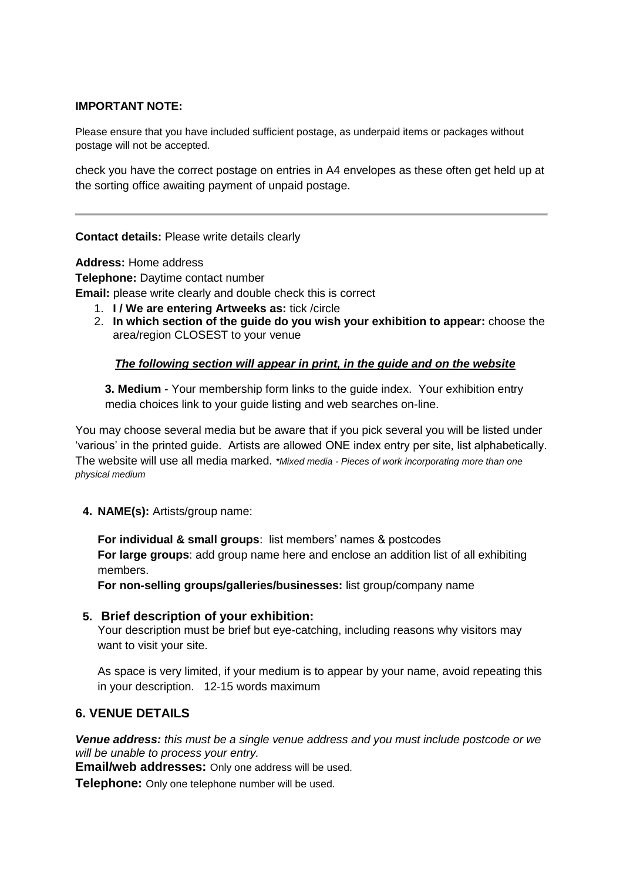**IMPORTANT NOTE:**

Please ensure that you have included sufficient postage, as underpaid items or packages without postage will not be accepted.

check you have the correct postage on entries in A4 envelopes as these often get held up at the sorting office awaiting payment of unpaid postage.

---

**Contact details:** Please write details clearly

**Address:** Home address
**Telephone:** Daytime contact number
**Email:** please write clearly and double check this is correct

1. **I / We are entering Artweeks as:** tick /circle
2. **In which section of the guide do you wish your exhibition to appear:** choose the area/region CLOSEST to your venue

***The following section will appear in print, in the guide and on the website***

**3. Medium** - Your membership form links to the guide index. Your exhibition entry media choices link to your guide listing and web searches on-line.

You may choose several media but be aware that if you pick several you will be listed under 'various' in the printed guide. Artists are allowed ONE index entry per site, list alphabetically. The website will use all media marked. *\*Mixed media - Pieces of work incorporating more than one physical medium*

**4. NAME(s):** Artists/group name:

**For individual & small groups**: list members' names & postcodes
**For large groups**: add group name here and enclose an addition list of all exhibiting members.
**For non-selling groups/galleries/businesses:** list group/company name

**5. Brief description of your exhibition:**

Your description must be brief but eye-catching, including reasons why visitors may want to visit your site.

As space is very limited, if your medium is to appear by your name, avoid repeating this in your description. 12-15 words maximum

## 6. VENUE DETAILS

***Venue address:*** *this must be a single venue address and you must include postcode or we will be unable to process your entry.*

**Email/web addresses:** Only one address will be used.

**Telephone:** Only one telephone number will be used.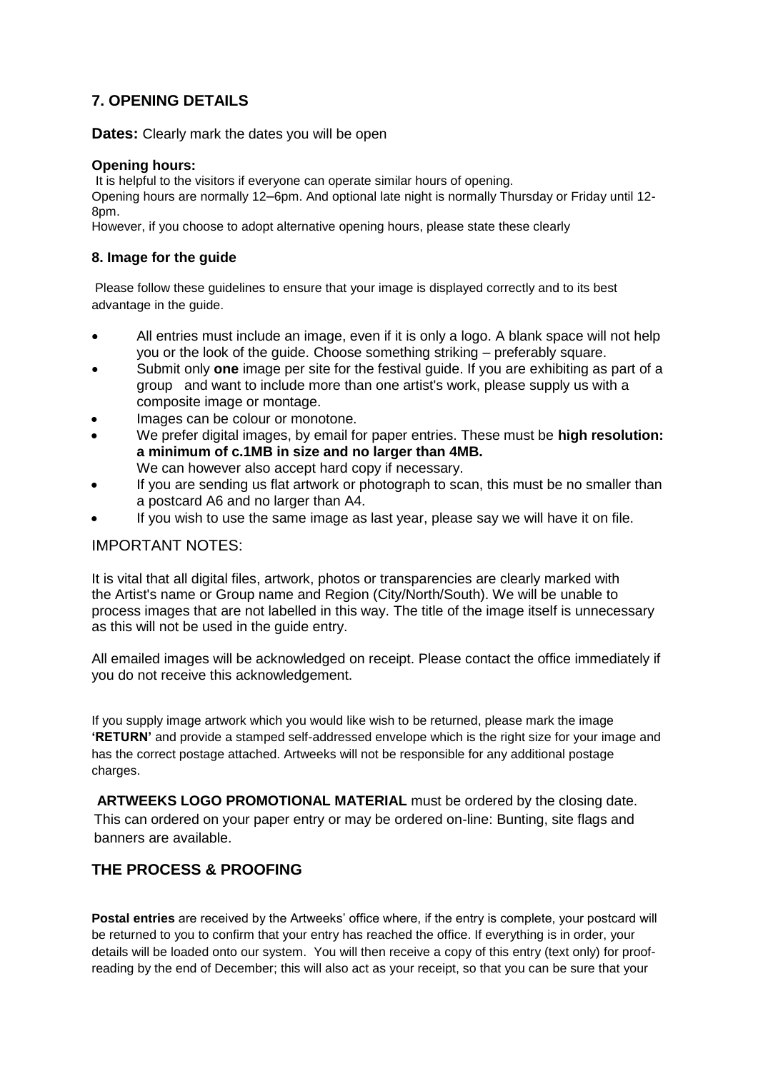## 7. OPENING DETAILS

**Dates:** Clearly mark the dates you will be open

**Opening hours:**
It is helpful to the visitors if everyone can operate similar hours of opening.
Opening hours are normally 12–6pm. And optional late night is normally Thursday or Friday until 12-8pm.
However, if you choose to adopt alternative opening hours, please state these clearly

### 8. Image for the guide

Please follow these guidelines to ensure that your image is displayed correctly and to its best advantage in the guide.

- All entries must include an image, even if it is only a logo. A blank space will not help you or the look of the guide. Choose something striking – preferably square.
- Submit only **one** image per site for the festival guide. If you are exhibiting as part of a group and want to include more than one artist's work, please supply us with a composite image or montage.
- Images can be colour or monotone.
- We prefer digital images, by email for paper entries. These must be **high resolution: a minimum of c.1MB in size and no larger than 4MB.**
  We can however also accept hard copy if necessary.
- If you are sending us flat artwork or photograph to scan, this must be no smaller than a postcard A6 and no larger than A4.
- If you wish to use the same image as last year, please say we will have it on file.

IMPORTANT NOTES:

It is vital that all digital files, artwork, photos or transparencies are clearly marked with the Artist's name or Group name and Region (City/North/South). We will be unable to process images that are not labelled in this way. The title of the image itself is unnecessary as this will not be used in the guide entry.

All emailed images will be acknowledged on receipt. Please contact the office immediately if you do not receive this acknowledgement.

If you supply image artwork which you would like wish to be returned, please mark the image **'RETURN'** and provide a stamped self-addressed envelope which is the right size for your image and has the correct postage attached. Artweeks will not be responsible for any additional postage charges.

**ARTWEEKS LOGO PROMOTIONAL MATERIAL** must be ordered by the closing date. This can ordered on your paper entry or may be ordered on-line: Bunting, site flags and banners are available.

## THE PROCESS & PROOFING

**Postal entries** are received by the Artweeks' office where, if the entry is complete, your postcard will be returned to you to confirm that your entry has reached the office. If everything is in order, your details will be loaded onto our system. You will then receive a copy of this entry (text only) for proof-reading by the end of December; this will also act as your receipt, so that you can be sure that your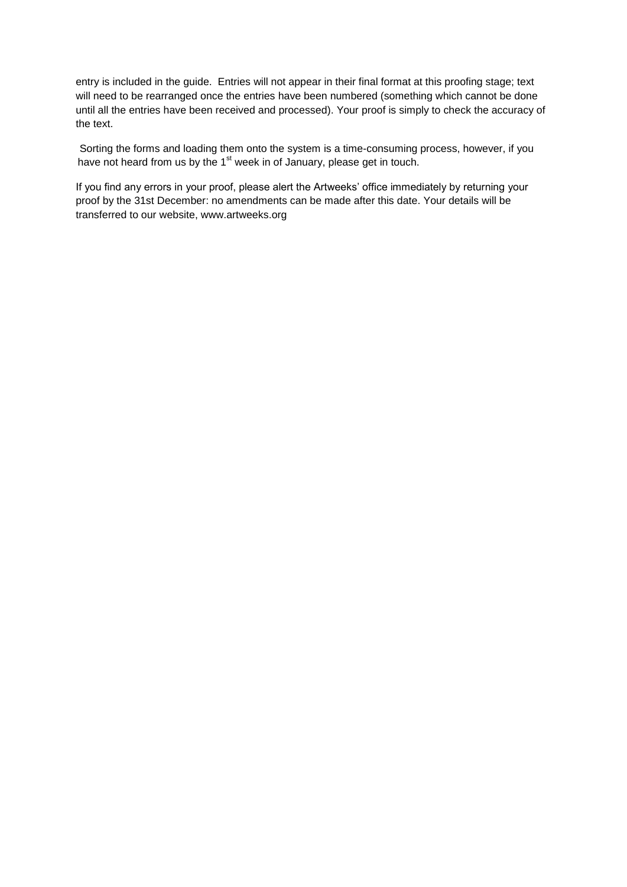entry is included in the guide. Entries will not appear in their final format at this proofing stage; text will need to be rearranged once the entries have been numbered (something which cannot be done until all the entries have been received and processed). Your proof is simply to check the accuracy of the text.

Sorting the forms and loading them onto the system is a time-consuming process, however, if you have not heard from us by the 1st week in of January, please get in touch.

If you find any errors in your proof, please alert the Artweeks' office immediately by returning your proof by the 31st December: no amendments can be made after this date. Your details will be transferred to our website, www.artweeks.org